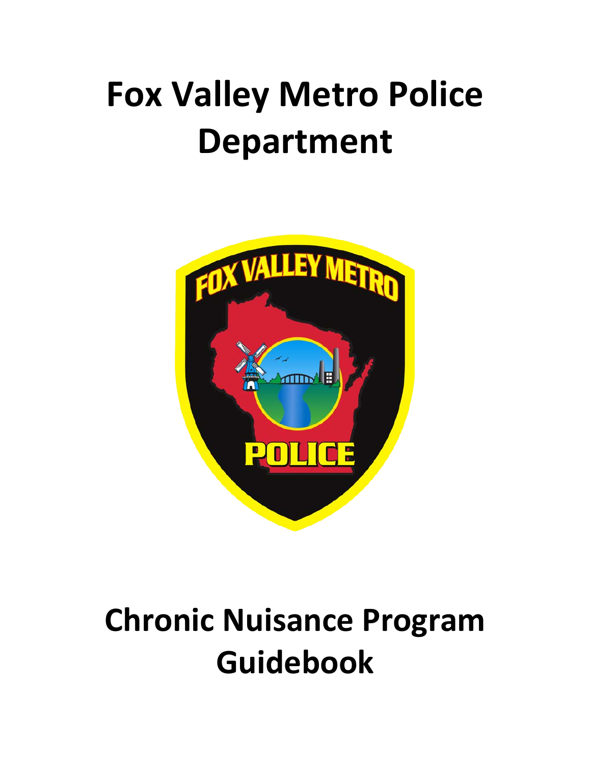# Fox Valley Metro Police Department

# Chronic Nuisance Program Guidebook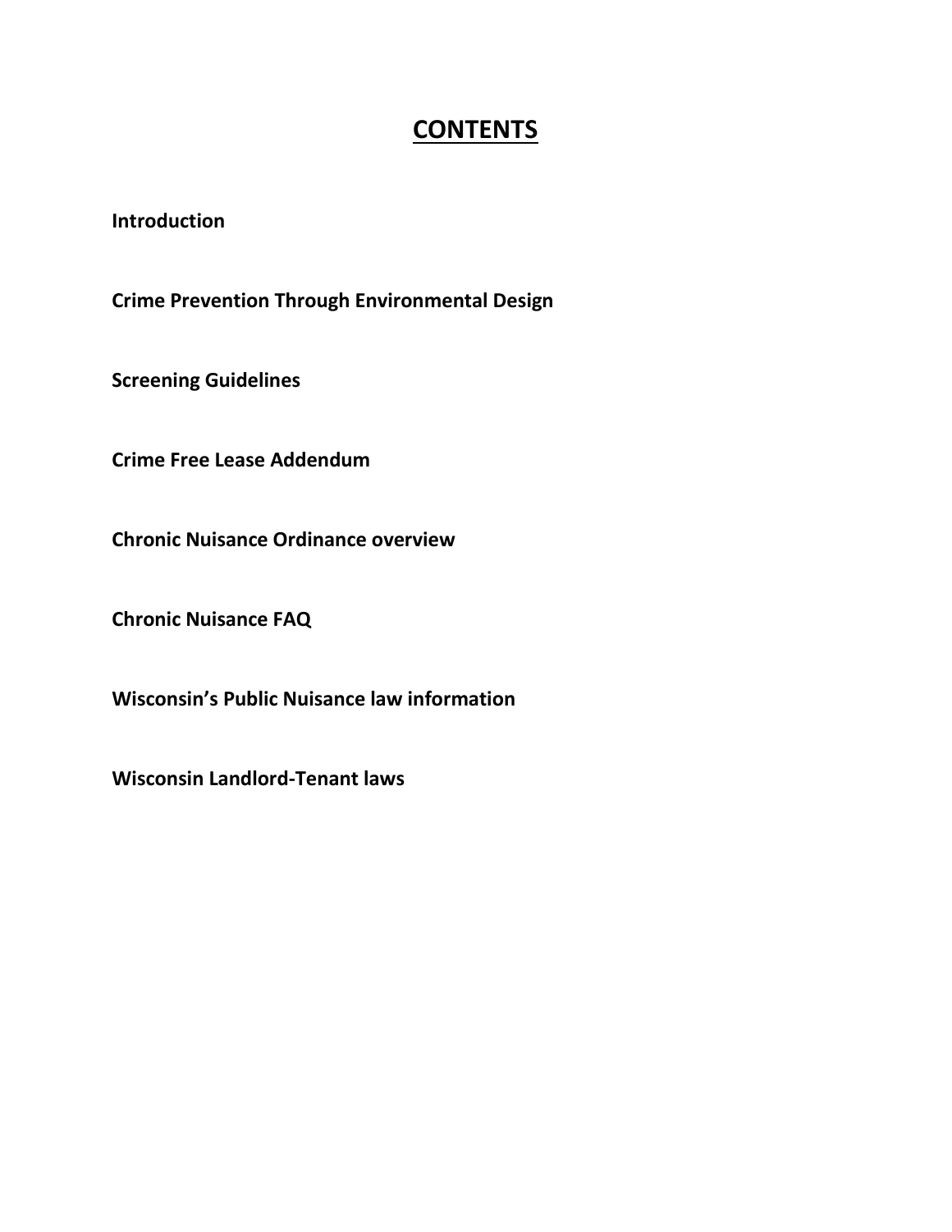# CONTENTS

**Introduction**

**Crime Prevention Through Environmental Design**

**Screening Guidelines**

**Crime Free Lease Addendum**

**Chronic Nuisance Ordinance overview**

**Chronic Nuisance FAQ**

**Wisconsin's Public Nuisance law information**

**Wisconsin Landlord-Tenant laws**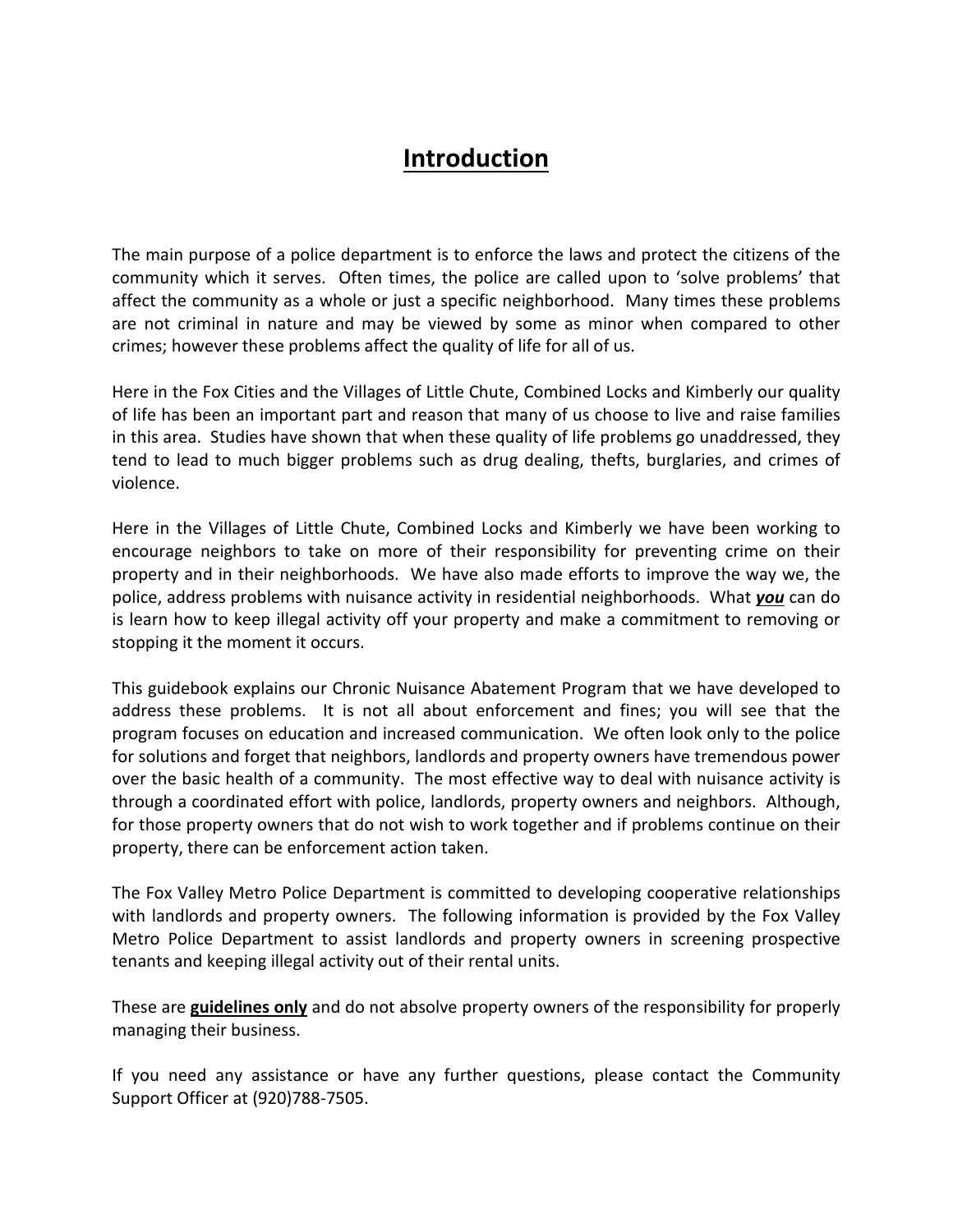# Introduction

The main purpose of a police department is to enforce the laws and protect the citizens of the community which it serves. Often times, the police are called upon to 'solve problems' that affect the community as a whole or just a specific neighborhood. Many times these problems are not criminal in nature and may be viewed by some as minor when compared to other crimes; however these problems affect the quality of life for all of us.

Here in the Fox Cities and the Villages of Little Chute, Combined Locks and Kimberly our quality of life has been an important part and reason that many of us choose to live and raise families in this area. Studies have shown that when these quality of life problems go unaddressed, they tend to lead to much bigger problems such as drug dealing, thefts, burglaries, and crimes of violence.

Here in the Villages of Little Chute, Combined Locks and Kimberly we have been working to encourage neighbors to take on more of their responsibility for preventing crime on their property and in their neighborhoods. We have also made efforts to improve the way we, the police, address problems with nuisance activity in residential neighborhoods. What ***you*** can do is learn how to keep illegal activity off your property and make a commitment to removing or stopping it the moment it occurs.

This guidebook explains our Chronic Nuisance Abatement Program that we have developed to address these problems. It is not all about enforcement and fines; you will see that the program focuses on education and increased communication. We often look only to the police for solutions and forget that neighbors, landlords and property owners have tremendous power over the basic health of a community. The most effective way to deal with nuisance activity is through a coordinated effort with police, landlords, property owners and neighbors. Although, for those property owners that do not wish to work together and if problems continue on their property, there can be enforcement action taken.

The Fox Valley Metro Police Department is committed to developing cooperative relationships with landlords and property owners. The following information is provided by the Fox Valley Metro Police Department to assist landlords and property owners in screening prospective tenants and keeping illegal activity out of their rental units.

These are **guidelines only** and do not absolve property owners of the responsibility for properly managing their business.

If you need any assistance or have any further questions, please contact the Community Support Officer at (920)788-7505.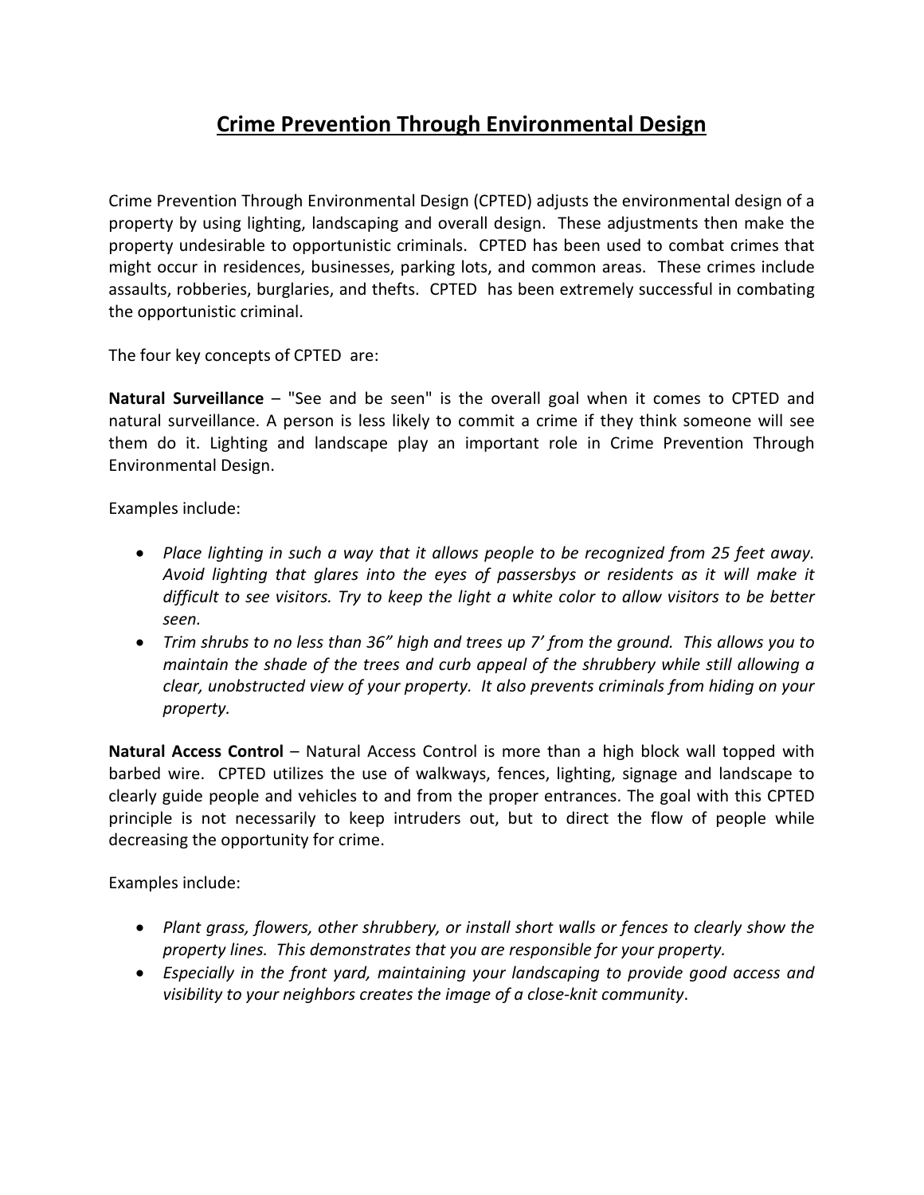# Crime Prevention Through Environmental Design

Crime Prevention Through Environmental Design (CPTED) adjusts the environmental design of a property by using lighting, landscaping and overall design. These adjustments then make the property undesirable to opportunistic criminals. CPTED has been used to combat crimes that might occur in residences, businesses, parking lots, and common areas. These crimes include assaults, robberies, burglaries, and thefts. CPTED has been extremely successful in combating the opportunistic criminal.

The four key concepts of CPTED are:

**Natural Surveillance** – "See and be seen" is the overall goal when it comes to CPTED and natural surveillance. A person is less likely to commit a crime if they think someone will see them do it. Lighting and landscape play an important role in Crime Prevention Through Environmental Design.

Examples include:

- *Place lighting in such a way that it allows people to be recognized from 25 feet away. Avoid lighting that glares into the eyes of passersbys or residents as it will make it difficult to see visitors. Try to keep the light a white color to allow visitors to be better seen.*
- *Trim shrubs to no less than 36" high and trees up 7' from the ground. This allows you to maintain the shade of the trees and curb appeal of the shrubbery while still allowing a clear, unobstructed view of your property. It also prevents criminals from hiding on your property.*

**Natural Access Control** – Natural Access Control is more than a high block wall topped with barbed wire. CPTED utilizes the use of walkways, fences, lighting, signage and landscape to clearly guide people and vehicles to and from the proper entrances. The goal with this CPTED principle is not necessarily to keep intruders out, but to direct the flow of people while decreasing the opportunity for crime.

Examples include:

- *Plant grass, flowers, other shrubbery, or install short walls or fences to clearly show the property lines. This demonstrates that you are responsible for your property.*
- *Especially in the front yard, maintaining your landscaping to provide good access and visibility to your neighbors creates the image of a close-knit community*.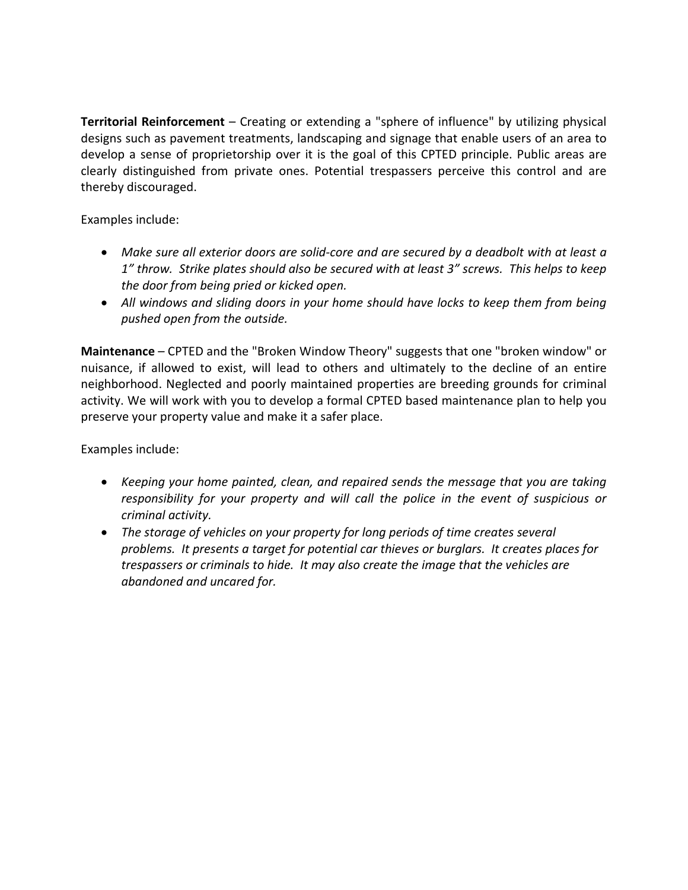**Territorial Reinforcement** – Creating or extending a "sphere of influence" by utilizing physical designs such as pavement treatments, landscaping and signage that enable users of an area to develop a sense of proprietorship over it is the goal of this CPTED principle. Public areas are clearly distinguished from private ones. Potential trespassers perceive this control and are thereby discouraged.

Examples include:

- *Make sure all exterior doors are solid-core and are secured by a deadbolt with at least a 1" throw. Strike plates should also be secured with at least 3" screws. This helps to keep the door from being pried or kicked open.*
- *All windows and sliding doors in your home should have locks to keep them from being pushed open from the outside.*

**Maintenance** – CPTED and the "Broken Window Theory" suggests that one "broken window" or nuisance, if allowed to exist, will lead to others and ultimately to the decline of an entire neighborhood. Neglected and poorly maintained properties are breeding grounds for criminal activity. We will work with you to develop a formal CPTED based maintenance plan to help you preserve your property value and make it a safer place.

Examples include:

- *Keeping your home painted, clean, and repaired sends the message that you are taking responsibility for your property and will call the police in the event of suspicious or criminal activity.*
- *The storage of vehicles on your property for long periods of time creates several problems. It presents a target for potential car thieves or burglars. It creates places for trespassers or criminals to hide. It may also create the image that the vehicles are abandoned and uncared for.*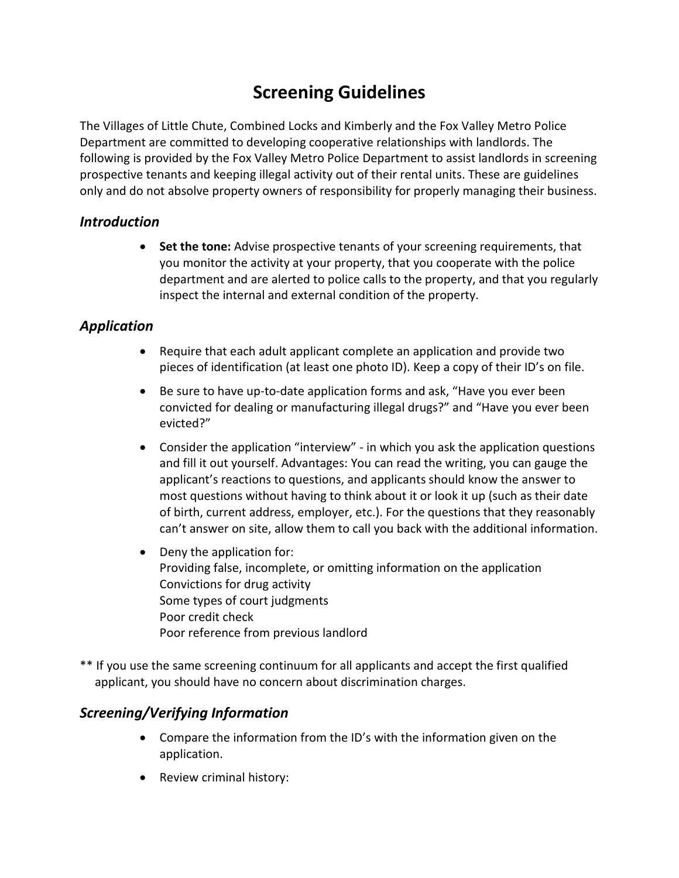# Screening Guidelines

The Villages of Little Chute, Combined Locks and Kimberly and the Fox Valley Metro Police Department are committed to developing cooperative relationships with landlords. The following is provided by the Fox Valley Metro Police Department to assist landlords in screening prospective tenants and keeping illegal activity out of their rental units. These are guidelines only and do not absolve property owners of responsibility for properly managing their business.

## *Introduction*

- **Set the tone:** Advise prospective tenants of your screening requirements, that you monitor the activity at your property, that you cooperate with the police department and are alerted to police calls to the property, and that you regularly inspect the internal and external condition of the property.

## *Application*

- Require that each adult applicant complete an application and provide two pieces of identification (at least one photo ID). Keep a copy of their ID's on file.
- Be sure to have up-to-date application forms and ask, "Have you ever been convicted for dealing or manufacturing illegal drugs?" and "Have you ever been evicted?"
- Consider the application "interview" - in which you ask the application questions and fill it out yourself. Advantages: You can read the writing, you can gauge the applicant's reactions to questions, and applicants should know the answer to most questions without having to think about it or look it up (such as their date of birth, current address, employer, etc.). For the questions that they reasonably can't answer on site, allow them to call you back with the additional information.
- Deny the application for:
  Providing false, incomplete, or omitting information on the application
  Convictions for drug activity
  Some types of court judgments
  Poor credit check
  Poor reference from previous landlord

** If you use the same screening continuum for all applicants and accept the first qualified applicant, you should have no concern about discrimination charges.

## *Screening/Verifying Information*

- Compare the information from the ID's with the information given on the application.
- Review criminal history: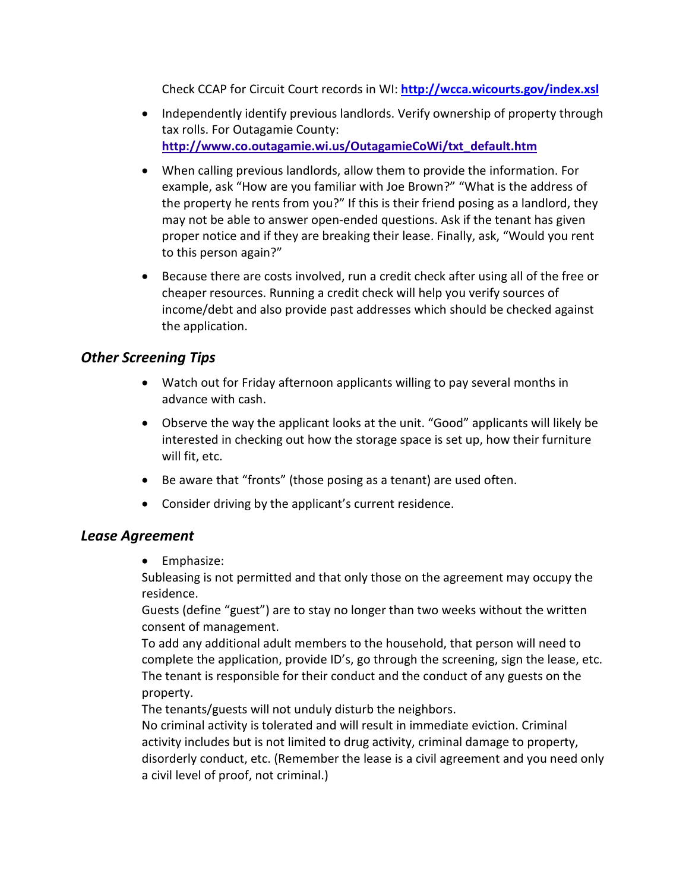Check CCAP for Circuit Court records in WI: **http://wcca.wicourts.gov/index.xsl**

- Independently identify previous landlords. Verify ownership of property through tax rolls. For Outagamie County: **http://www.co.outagamie.wi.us/OutagamieCoWi/txt_default.htm**
- When calling previous landlords, allow them to provide the information. For example, ask "How are you familiar with Joe Brown?" "What is the address of the property he rents from you?" If this is their friend posing as a landlord, they may not be able to answer open-ended questions. Ask if the tenant has given proper notice and if they are breaking their lease. Finally, ask, "Would you rent to this person again?"
- Because there are costs involved, run a credit check after using all of the free or cheaper resources. Running a credit check will help you verify sources of income/debt and also provide past addresses which should be checked against the application.

## *Other Screening Tips*

- Watch out for Friday afternoon applicants willing to pay several months in advance with cash.
- Observe the way the applicant looks at the unit. "Good" applicants will likely be interested in checking out how the storage space is set up, how their furniture will fit, etc.
- Be aware that "fronts" (those posing as a tenant) are used often.
- Consider driving by the applicant's current residence.

## *Lease Agreement*

- Emphasize:

Subleasing is not permitted and that only those on the agreement may occupy the residence.

Guests (define "guest") are to stay no longer than two weeks without the written consent of management.

To add any additional adult members to the household, that person will need to complete the application, provide ID's, go through the screening, sign the lease, etc.

The tenant is responsible for their conduct and the conduct of any guests on the property.

The tenants/guests will not unduly disturb the neighbors.

No criminal activity is tolerated and will result in immediate eviction. Criminal activity includes but is not limited to drug activity, criminal damage to property, disorderly conduct, etc. (Remember the lease is a civil agreement and you need only a civil level of proof, not criminal.)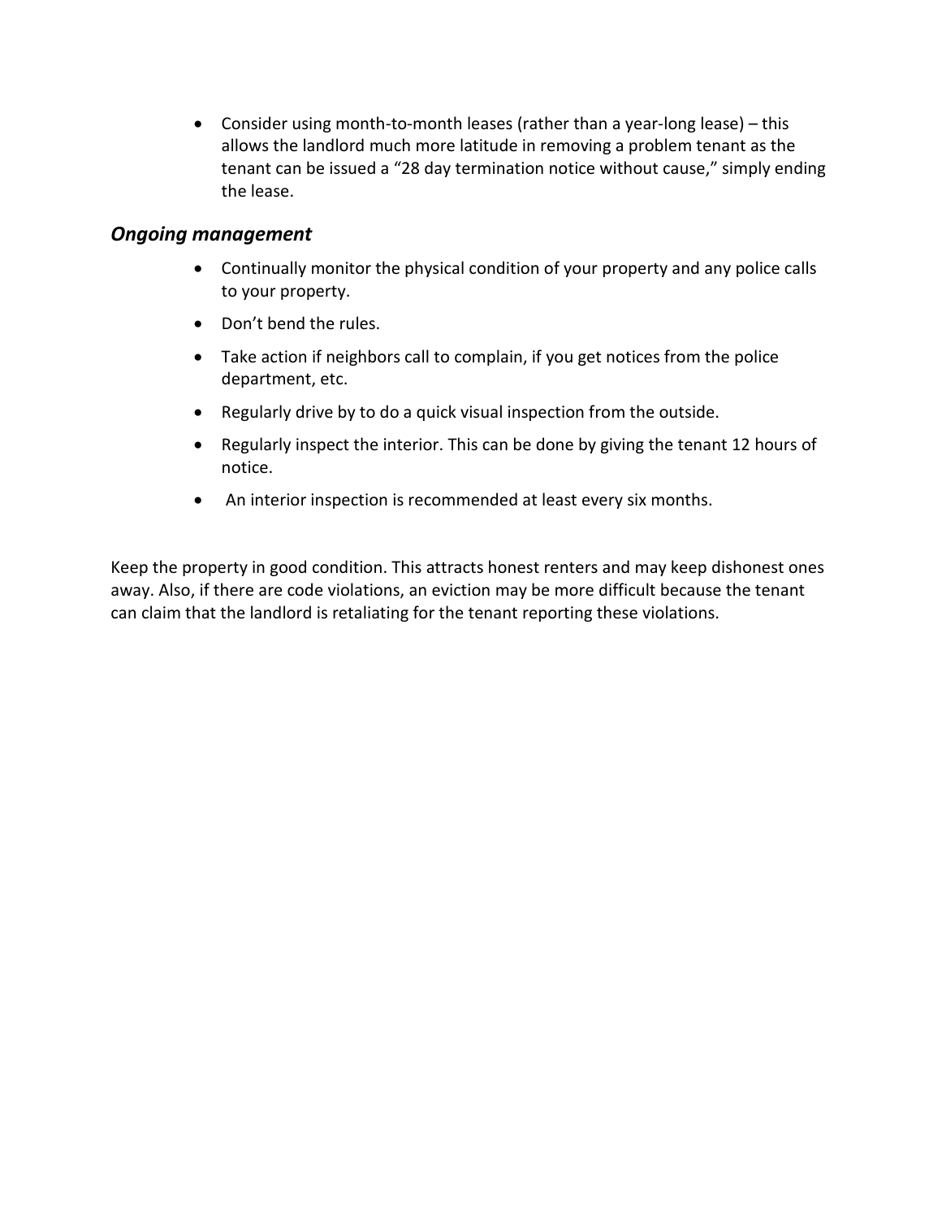- Consider using month-to-month leases (rather than a year-long lease) – this allows the landlord much more latitude in removing a problem tenant as the tenant can be issued a "28 day termination notice without cause," simply ending the lease.

### *Ongoing management*

- Continually monitor the physical condition of your property and any police calls to your property.
- Don't bend the rules.
- Take action if neighbors call to complain, if you get notices from the police department, etc.
- Regularly drive by to do a quick visual inspection from the outside.
- Regularly inspect the interior. This can be done by giving the tenant 12 hours of notice.
- An interior inspection is recommended at least every six months.

Keep the property in good condition. This attracts honest renters and may keep dishonest ones away. Also, if there are code violations, an eviction may be more difficult because the tenant can claim that the landlord is retaliating for the tenant reporting these violations.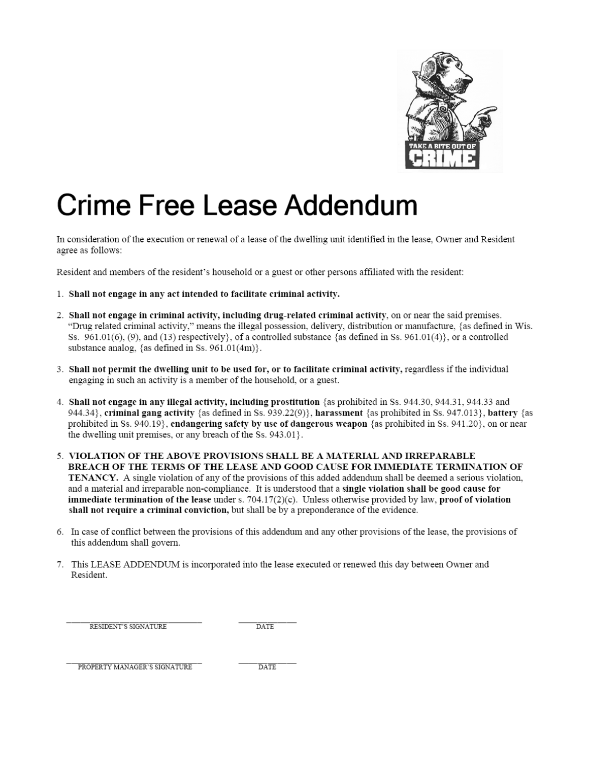# Crime Free Lease Addendum

In consideration of the execution or renewal of a lease of the dwelling unit identified in the lease, Owner and Resident agree as follows:

Resident and members of the resident's household or a guest or other persons affiliated with the resident:

1. **Shall not engage in any act intended to facilitate criminal activity.**

2. **Shall not engage in criminal activity, including drug-related criminal activity**, on or near the said premises. "Drug related criminal activity," means the illegal possession, delivery, distribution or manufacture, {as defined in Wis. Ss. 961.01(6), (9), and (13) respectively}, of a controlled substance {as defined in Ss. 961.01(4)}, or a controlled substance analog, {as defined in Ss. 961.01(4m)}.

3. **Shall not permit the dwelling unit to be used for, or to facilitate criminal activity,** regardless if the individual engaging in such an activity is a member of the household, or a guest.

4. **Shall not engage in any illegal activity, including prostitution** {as prohibited in Ss. 944.30, 944.31, 944.33 and 944.34}, **criminal gang activity** {as defined in Ss. 939.22(9)}, **harassment** {as prohibited in Ss. 947.013}, **battery** {as prohibited in Ss. 940.19}, **endangering safety by use of dangerous weapon** {as prohibited in Ss. 941.20}, on or near the dwelling unit premises, or any breach of the Ss. 943.01}.

5. **VIOLATION OF THE ABOVE PROVISIONS SHALL BE A MATERIAL AND IRREPARABLE BREACH OF THE TERMS OF THE LEASE AND GOOD CAUSE FOR IMMEDIATE TERMINATION OF TENANCY.** A single violation of any of the provisions of this added addendum shall be deemed a serious violation, and a material and irreparable non-compliance. It is understood that a **single violation shall be good cause for immediate termination of the lease** under s. 704.17(2)(c). Unless otherwise provided by law, **proof of violation shall not require a criminal conviction,** but shall be by a preponderance of the evidence.

6. In case of conflict between the provisions of this addendum and any other provisions of the lease, the provisions of this addendum shall govern.

7. This LEASE ADDENDUM is incorporated into the lease executed or renewed this day between Owner and Resident.

\_\_\_\_\_\_\_\_\_\_\_\_\_\_\_\_\_\_\_\_\_\_\_\_\_\_\_\_ RESIDENT'S SIGNATURE &nbsp;&nbsp;&nbsp;&nbsp; \_\_\_\_\_\_\_\_\_\_ DATE

\_\_\_\_\_\_\_\_\_\_\_\_\_\_\_\_\_\_\_\_\_\_\_\_\_\_\_\_ PROPERTY MANAGER'S SIGNATURE &nbsp;&nbsp;&nbsp;&nbsp; \_\_\_\_\_\_\_\_\_\_ DATE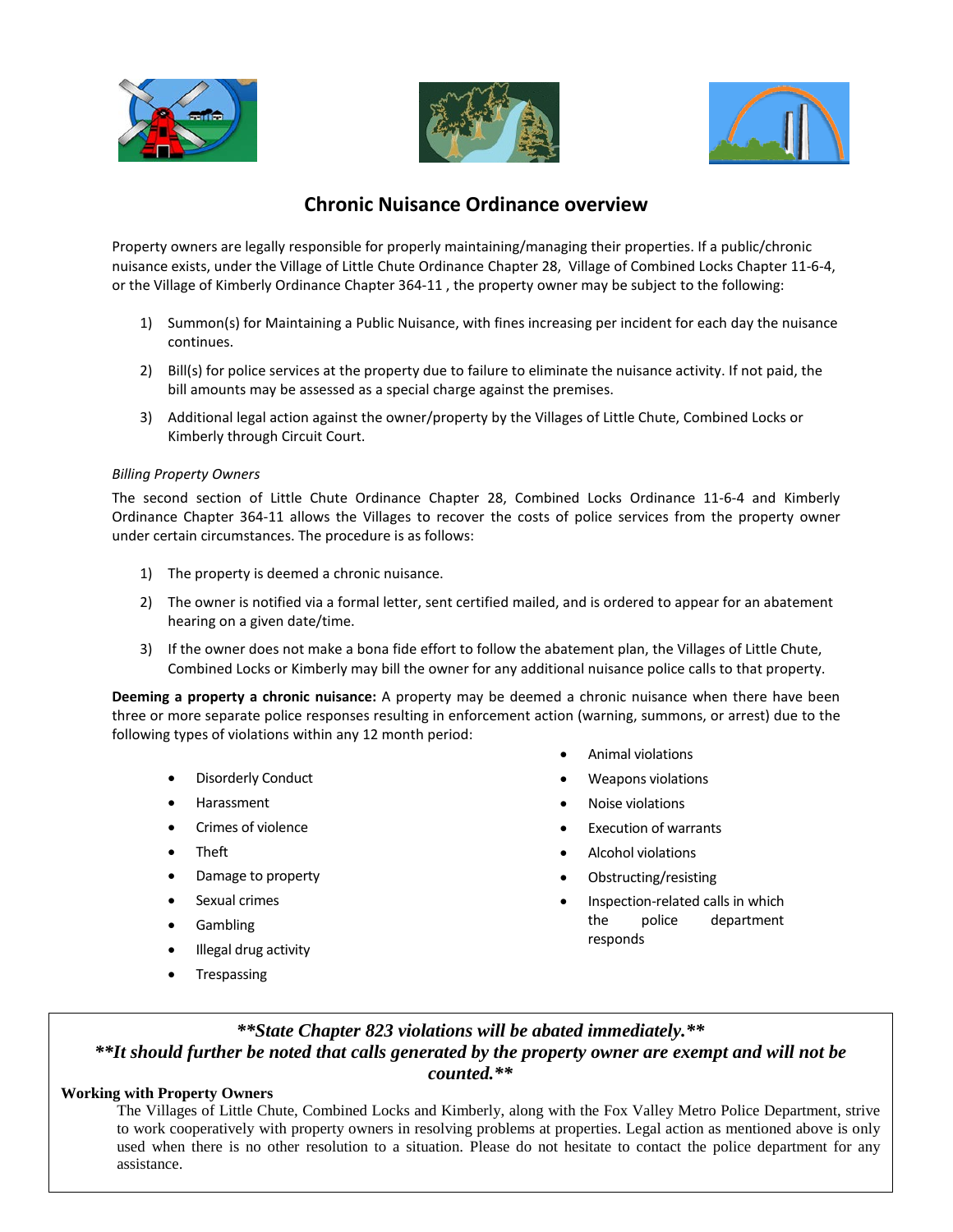# Chronic Nuisance Ordinance overview

Property owners are legally responsible for properly maintaining/managing their properties. If a public/chronic nuisance exists, under the Village of Little Chute Ordinance Chapter 28, Village of Combined Locks Chapter 11-6-4, or the Village of Kimberly Ordinance Chapter 364-11 , the property owner may be subject to the following:

1) Summon(s) for Maintaining a Public Nuisance, with fines increasing per incident for each day the nuisance continues.
2) Bill(s) for police services at the property due to failure to eliminate the nuisance activity. If not paid, the bill amounts may be assessed as a special charge against the premises.
3) Additional legal action against the owner/property by the Villages of Little Chute, Combined Locks or Kimberly through Circuit Court.

*Billing Property Owners*

The second section of Little Chute Ordinance Chapter 28, Combined Locks Ordinance 11-6-4 and Kimberly Ordinance Chapter 364-11 allows the Villages to recover the costs of police services from the property owner under certain circumstances. The procedure is as follows:

1) The property is deemed a chronic nuisance.
2) The owner is notified via a formal letter, sent certified mailed, and is ordered to appear for an abatement hearing on a given date/time.
3) If the owner does not make a bona fide effort to follow the abatement plan, the Villages of Little Chute, Combined Locks or Kimberly may bill the owner for any additional nuisance police calls to that property.

**Deeming a property a chronic nuisance:** A property may be deemed a chronic nuisance when there have been three or more separate police responses resulting in enforcement action (warning, summons, or arrest) due to the following types of violations within any 12 month period:

- Disorderly Conduct
- Harassment
- Crimes of violence
- Theft
- Damage to property
- Sexual crimes
- Gambling
- Illegal drug activity
- Trespassing
- Animal violations
- Weapons violations
- Noise violations
- Execution of warrants
- Alcohol violations
- Obstructing/resisting
- Inspection-related calls in which the police department responds

***\*\*State Chapter 823 violations will be abated immediately.\*\****

***\*\*It should further be noted that calls generated by the property owner are exempt and will not be counted.\*\****

**Working with Property Owners**

The Villages of Little Chute, Combined Locks and Kimberly, along with the Fox Valley Metro Police Department, strive to work cooperatively with property owners in resolving problems at properties. Legal action as mentioned above is only used when there is no other resolution to a situation. Please do not hesitate to contact the police department for any assistance.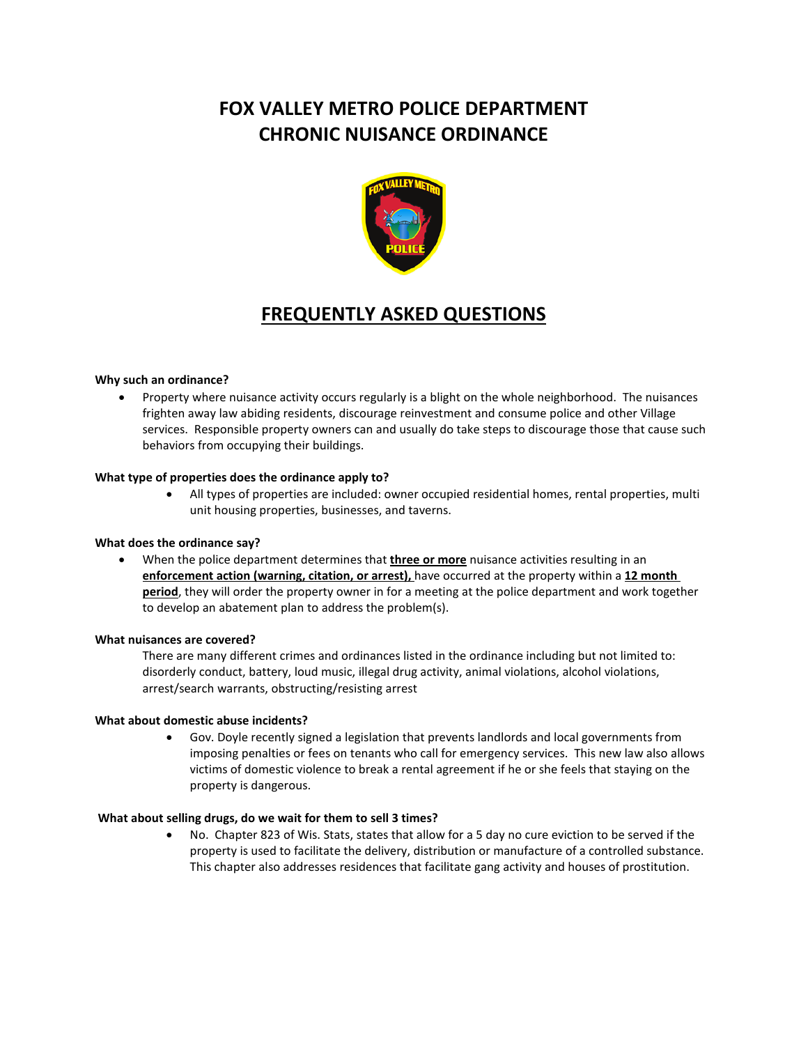# FOX VALLEY METRO POLICE DEPARTMENT
# CHRONIC NUISANCE ORDINANCE

## FREQUENTLY ASKED QUESTIONS

**Why such an ordinance?**

- Property where nuisance activity occurs regularly is a blight on the whole neighborhood. The nuisances frighten away law abiding residents, discourage reinvestment and consume police and other Village services. Responsible property owners can and usually do take steps to discourage those that cause such behaviors from occupying their buildings.

**What type of properties does the ordinance apply to?**

- All types of properties are included: owner occupied residential homes, rental properties, multi unit housing properties, businesses, and taverns.

**What does the ordinance say?**

- When the police department determines that **three or more** nuisance activities resulting in an **enforcement action (warning, citation, or arrest),** have occurred at the property within a **12 month period**, they will order the property owner in for a meeting at the police department and work together to develop an abatement plan to address the problem(s).

**What nuisances are covered?**

There are many different crimes and ordinances listed in the ordinance including but not limited to: disorderly conduct, battery, loud music, illegal drug activity, animal violations, alcohol violations, arrest/search warrants, obstructing/resisting arrest

**What about domestic abuse incidents?**

- Gov. Doyle recently signed a legislation that prevents landlords and local governments from imposing penalties or fees on tenants who call for emergency services. This new law also allows victims of domestic violence to break a rental agreement if he or she feels that staying on the property is dangerous.

**What about selling drugs, do we wait for them to sell 3 times?**

- No. Chapter 823 of Wis. Stats, states that allow for a 5 day no cure eviction to be served if the property is used to facilitate the delivery, distribution or manufacture of a controlled substance. This chapter also addresses residences that facilitate gang activity and houses of prostitution.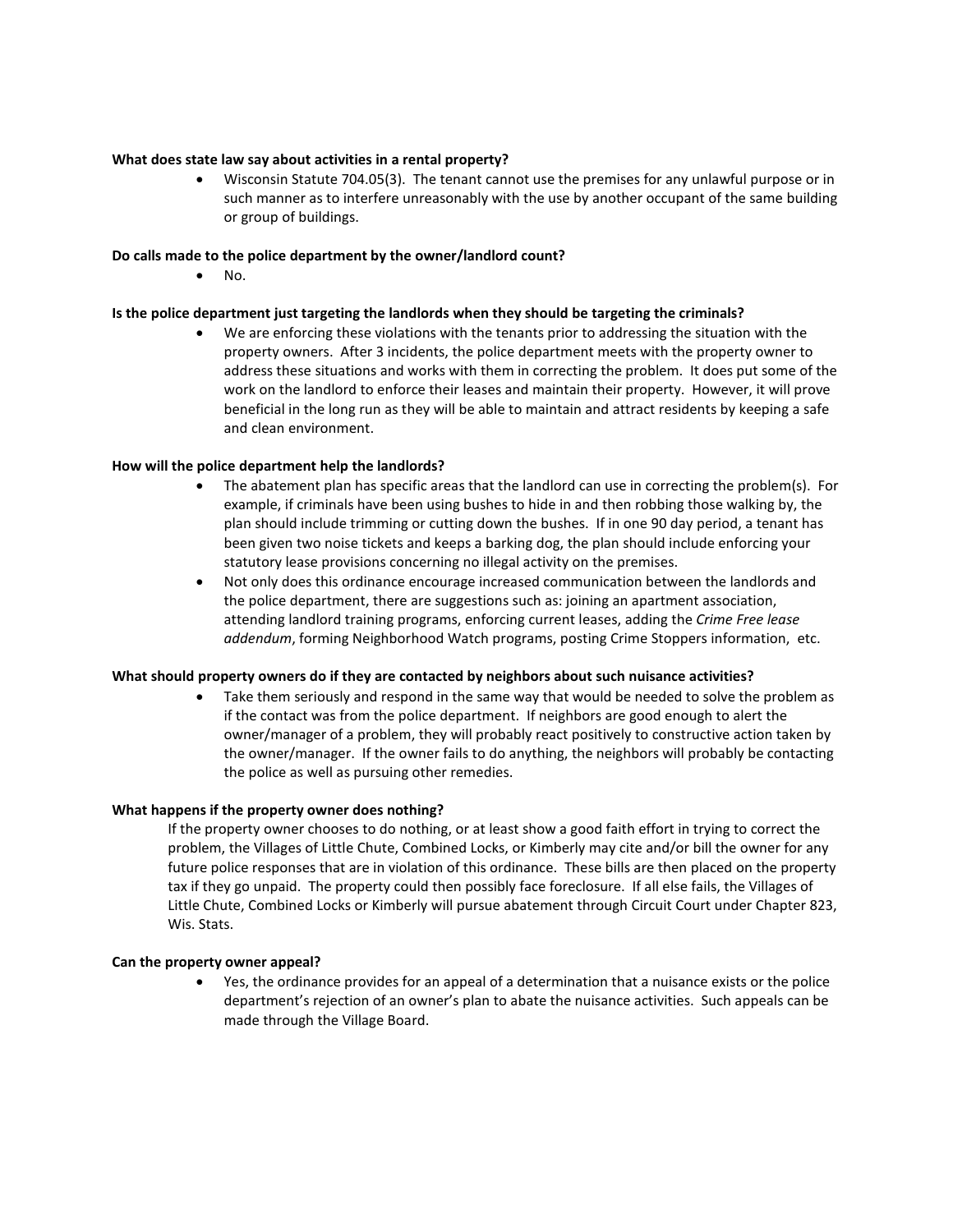**What does state law say about activities in a rental property?**

- Wisconsin Statute 704.05(3). The tenant cannot use the premises for any unlawful purpose or in such manner as to interfere unreasonably with the use by another occupant of the same building or group of buildings.

**Do calls made to the police department by the owner/landlord count?**

- No.

**Is the police department just targeting the landlords when they should be targeting the criminals?**

- We are enforcing these violations with the tenants prior to addressing the situation with the property owners. After 3 incidents, the police department meets with the property owner to address these situations and works with them in correcting the problem. It does put some of the work on the landlord to enforce their leases and maintain their property. However, it will prove beneficial in the long run as they will be able to maintain and attract residents by keeping a safe and clean environment.

**How will the police department help the landlords?**

- The abatement plan has specific areas that the landlord can use in correcting the problem(s). For example, if criminals have been using bushes to hide in and then robbing those walking by, the plan should include trimming or cutting down the bushes. If in one 90 day period, a tenant has been given two noise tickets and keeps a barking dog, the plan should include enforcing your statutory lease provisions concerning no illegal activity on the premises.
- Not only does this ordinance encourage increased communication between the landlords and the police department, there are suggestions such as: joining an apartment association, attending landlord training programs, enforcing current leases, adding the *Crime Free lease addendum*, forming Neighborhood Watch programs, posting Crime Stoppers information, etc.

**What should property owners do if they are contacted by neighbors about such nuisance activities?**

- Take them seriously and respond in the same way that would be needed to solve the problem as if the contact was from the police department. If neighbors are good enough to alert the owner/manager of a problem, they will probably react positively to constructive action taken by the owner/manager. If the owner fails to do anything, the neighbors will probably be contacting the police as well as pursuing other remedies.

**What happens if the property owner does nothing?**

If the property owner chooses to do nothing, or at least show a good faith effort in trying to correct the problem, the Villages of Little Chute, Combined Locks, or Kimberly may cite and/or bill the owner for any future police responses that are in violation of this ordinance. These bills are then placed on the property tax if they go unpaid. The property could then possibly face foreclosure. If all else fails, the Villages of Little Chute, Combined Locks or Kimberly will pursue abatement through Circuit Court under Chapter 823, Wis. Stats.

**Can the property owner appeal?**

- Yes, the ordinance provides for an appeal of a determination that a nuisance exists or the police department's rejection of an owner's plan to abate the nuisance activities. Such appeals can be made through the Village Board.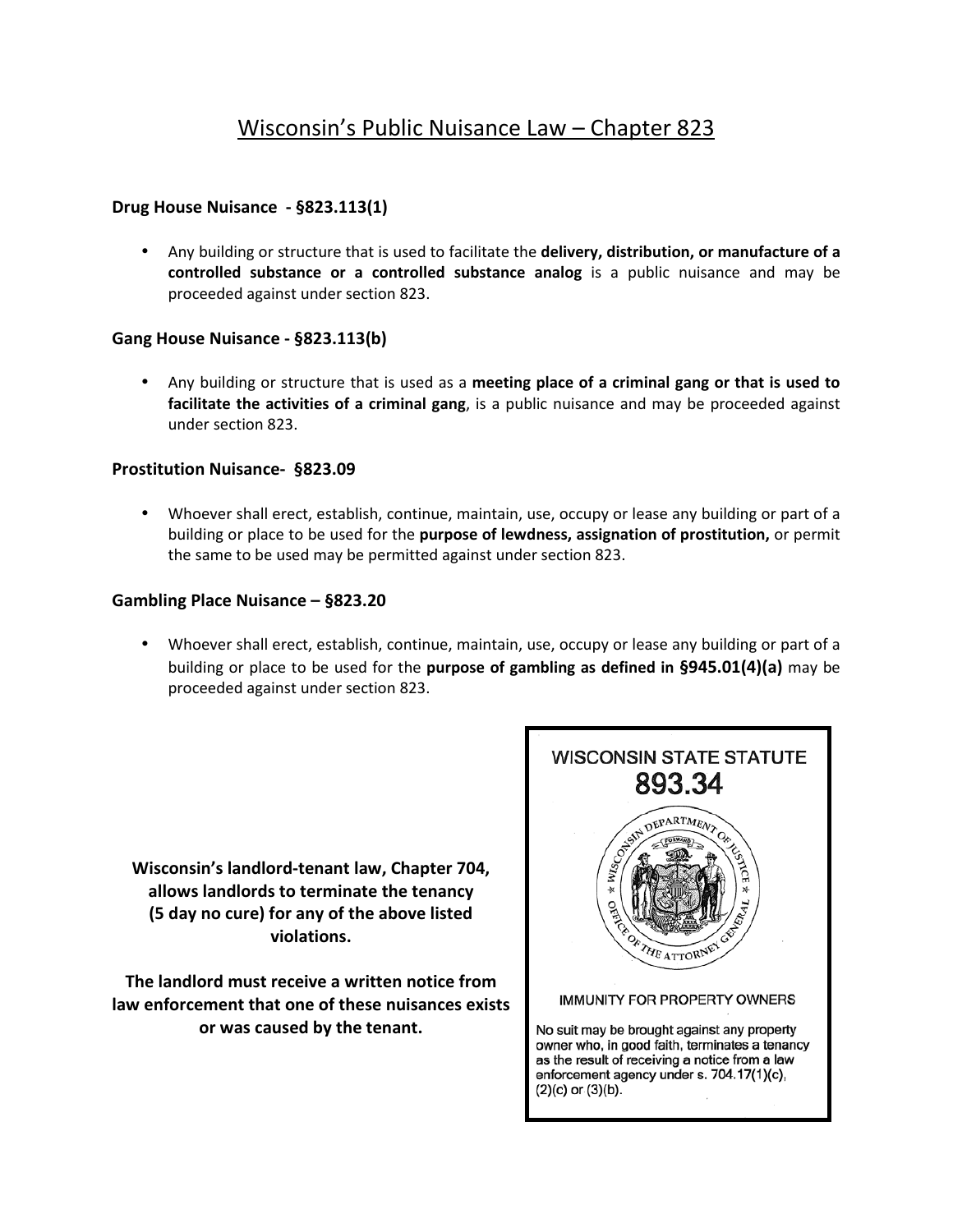# Wisconsin's Public Nuisance Law – Chapter 823

### Drug House Nuisance - §823.113(1)

- Any building or structure that is used to facilitate the **delivery, distribution, or manufacture of a controlled substance or a controlled substance analog** is a public nuisance and may be proceeded against under section 823.

### Gang House Nuisance - §823.113(b)

- Any building or structure that is used as a **meeting place of a criminal gang or that is used to facilitate the activities of a criminal gang**, is a public nuisance and may be proceeded against under section 823.

### Prostitution Nuisance- §823.09

- Whoever shall erect, establish, continue, maintain, use, occupy or lease any building or part of a building or place to be used for the **purpose of lewdness, assignation of prostitution,** or permit the same to be used may be permitted against under section 823.

### Gambling Place Nuisance – §823.20

- Whoever shall erect, establish, continue, maintain, use, occupy or lease any building or part of a building or place to be used for the **purpose of gambling as defined in §945.01(4)(a)** may be proceeded against under section 823.

**Wisconsin's landlord-tenant law, Chapter 704, allows landlords to terminate the tenancy (5 day no cure) for any of the above listed violations.**

**The landlord must receive a written notice from law enforcement that one of these nuisances exists or was caused by the tenant.**

WISCONSIN STATE STATUTE
893.34

IMMUNITY FOR PROPERTY OWNERS

No suit may be brought against any property owner who, in good faith, terminates a tenancy as the result of receiving a notice from a law enforcement agency under s. 704.17(1)(c), (2)(c) or (3)(b).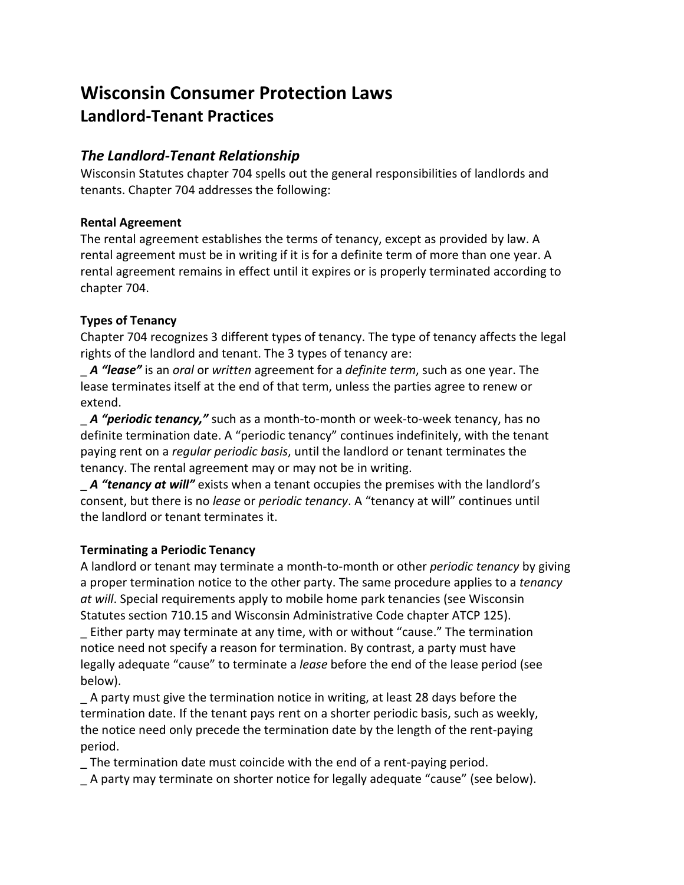# Wisconsin Consumer Protection Laws

## Landlord-Tenant Practices

### *The Landlord-Tenant Relationship*

Wisconsin Statutes chapter 704 spells out the general responsibilities of landlords and tenants. Chapter 704 addresses the following:

**Rental Agreement**

The rental agreement establishes the terms of tenancy, except as provided by law. A rental agreement must be in writing if it is for a definite term of more than one year. A rental agreement remains in effect until it expires or is properly terminated according to chapter 704.

**Types of Tenancy**

Chapter 704 recognizes 3 different types of tenancy. The type of tenancy affects the legal rights of the landlord and tenant. The 3 types of tenancy are:

- ***A "lease"*** is an *oral* or *written* agreement for a *definite term*, such as one year. The lease terminates itself at the end of that term, unless the parties agree to renew or extend.
- ***A "periodic tenancy,"*** such as a month-to-month or week-to-week tenancy, has no definite termination date. A "periodic tenancy" continues indefinitely, with the tenant paying rent on a *regular periodic basis*, until the landlord or tenant terminates the tenancy. The rental agreement may or may not be in writing.
- ***A "tenancy at will"*** exists when a tenant occupies the premises with the landlord's consent, but there is no *lease* or *periodic tenancy*. A "tenancy at will" continues until the landlord or tenant terminates it.

**Terminating a Periodic Tenancy**

A landlord or tenant may terminate a month-to-month or other *periodic tenancy* by giving a proper termination notice to the other party. The same procedure applies to a *tenancy at will*. Special requirements apply to mobile home park tenancies (see Wisconsin Statutes section 710.15 and Wisconsin Administrative Code chapter ATCP 125).

- Either party may terminate at any time, with or without "cause." The termination notice need not specify a reason for termination. By contrast, a party must have legally adequate "cause" to terminate a *lease* before the end of the lease period (see below).
- A party must give the termination notice in writing, at least 28 days before the termination date. If the tenant pays rent on a shorter periodic basis, such as weekly, the notice need only precede the termination date by the length of the rent-paying period.
- The termination date must coincide with the end of a rent-paying period.
- A party may terminate on shorter notice for legally adequate "cause" (see below).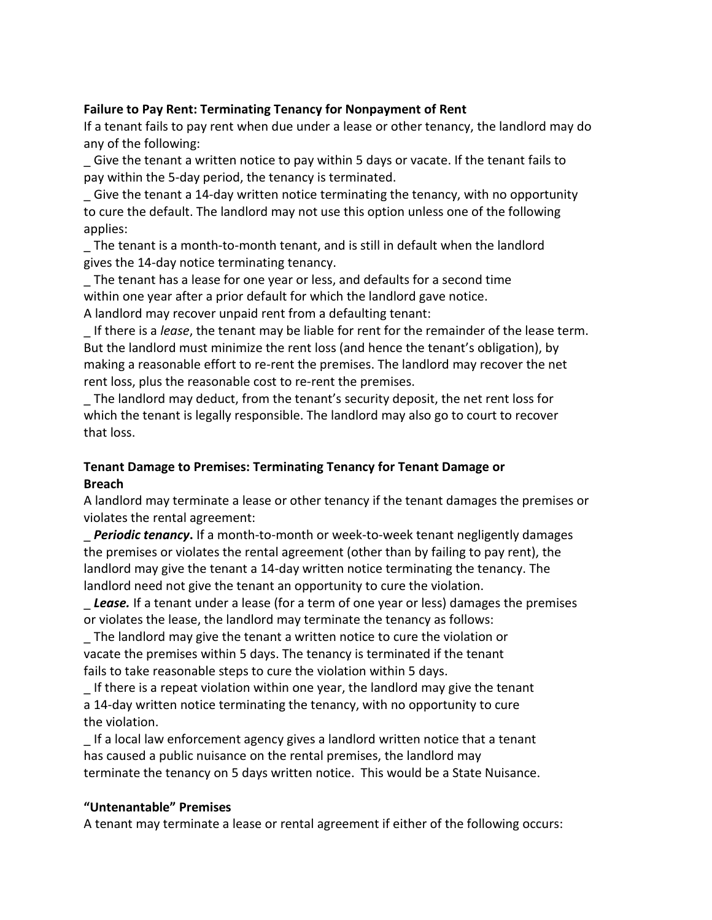**Failure to Pay Rent: Terminating Tenancy for Nonpayment of Rent**

If a tenant fails to pay rent when due under a lease or other tenancy, the landlord may do any of the following:

_ Give the tenant a written notice to pay within 5 days or vacate. If the tenant fails to pay within the 5-day period, the tenancy is terminated.

_ Give the tenant a 14-day written notice terminating the tenancy, with no opportunity to cure the default. The landlord may not use this option unless one of the following applies:

_ The tenant is a month-to-month tenant, and is still in default when the landlord gives the 14-day notice terminating tenancy.

_ The tenant has a lease for one year or less, and defaults for a second time within one year after a prior default for which the landlord gave notice.

A landlord may recover unpaid rent from a defaulting tenant:

_ If there is a *lease*, the tenant may be liable for rent for the remainder of the lease term. But the landlord must minimize the rent loss (and hence the tenant's obligation), by making a reasonable effort to re-rent the premises. The landlord may recover the net rent loss, plus the reasonable cost to re-rent the premises.

_ The landlord may deduct, from the tenant's security deposit, the net rent loss for which the tenant is legally responsible. The landlord may also go to court to recover that loss.

**Tenant Damage to Premises: Terminating Tenancy for Tenant Damage or Breach**

A landlord may terminate a lease or other tenancy if the tenant damages the premises or violates the rental agreement:

_ ***Periodic tenancy*****.** If a month-to-month or week-to-week tenant negligently damages the premises or violates the rental agreement (other than by failing to pay rent), the landlord may give the tenant a 14-day written notice terminating the tenancy. The landlord need not give the tenant an opportunity to cure the violation.

_ ***Lease.*** If a tenant under a lease (for a term of one year or less) damages the premises or violates the lease, the landlord may terminate the tenancy as follows:

_ The landlord may give the tenant a written notice to cure the violation or vacate the premises within 5 days. The tenancy is terminated if the tenant fails to take reasonable steps to cure the violation within 5 days.

_ If there is a repeat violation within one year, the landlord may give the tenant a 14-day written notice terminating the tenancy, with no opportunity to cure the violation.

_ If a local law enforcement agency gives a landlord written notice that a tenant has caused a public nuisance on the rental premises, the landlord may terminate the tenancy on 5 days written notice. This would be a State Nuisance.

**"Untenantable" Premises**

A tenant may terminate a lease or rental agreement if either of the following occurs: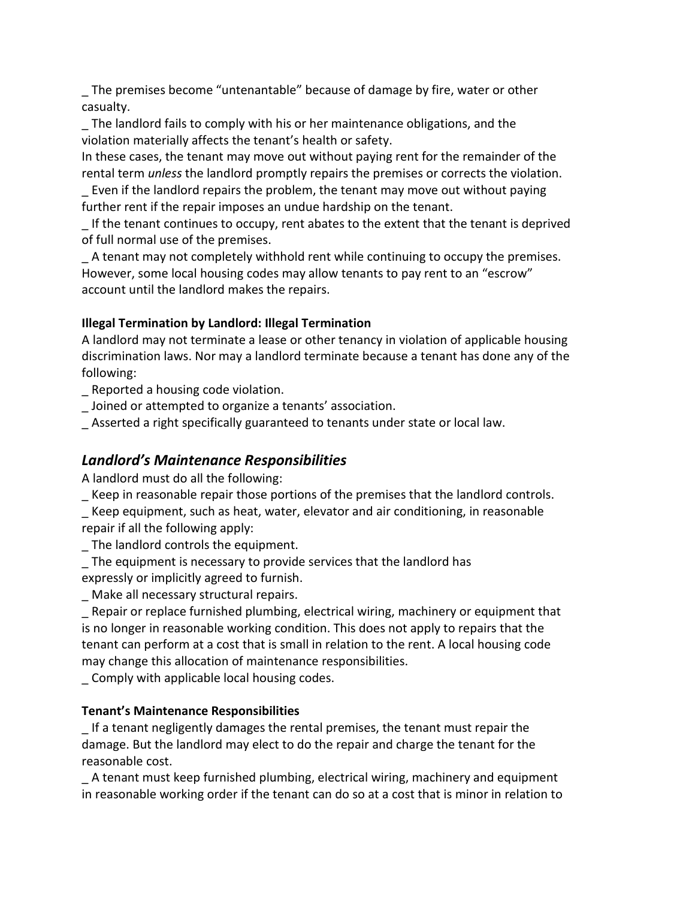_ The premises become “untenantable” because of damage by fire, water or other casualty.

_ The landlord fails to comply with his or her maintenance obligations, and the violation materially affects the tenant’s health or safety.

In these cases, the tenant may move out without paying rent for the remainder of the rental term *unless* the landlord promptly repairs the premises or corrects the violation.

_ Even if the landlord repairs the problem, the tenant may move out without paying further rent if the repair imposes an undue hardship on the tenant.

_ If the tenant continues to occupy, rent abates to the extent that the tenant is deprived of full normal use of the premises.

_ A tenant may not completely withhold rent while continuing to occupy the premises. However, some local housing codes may allow tenants to pay rent to an “escrow” account until the landlord makes the repairs.

**Illegal Termination by Landlord: Illegal Termination**

A landlord may not terminate a lease or other tenancy in violation of applicable housing discrimination laws. Nor may a landlord terminate because a tenant has done any of the following:

_ Reported a housing code violation.

_ Joined or attempted to organize a tenants’ association.

_ Asserted a right specifically guaranteed to tenants under state or local law.

## *Landlord’s Maintenance Responsibilities*

A landlord must do all the following:

_ Keep in reasonable repair those portions of the premises that the landlord controls.

_ Keep equipment, such as heat, water, elevator and air conditioning, in reasonable repair if all the following apply:

_ The landlord controls the equipment.

_ The equipment is necessary to provide services that the landlord has expressly or implicitly agreed to furnish.

_ Make all necessary structural repairs.

_ Repair or replace furnished plumbing, electrical wiring, machinery or equipment that is no longer in reasonable working condition. This does not apply to repairs that the tenant can perform at a cost that is small in relation to the rent. A local housing code may change this allocation of maintenance responsibilities.

_ Comply with applicable local housing codes.

**Tenant’s Maintenance Responsibilities**

_ If a tenant negligently damages the rental premises, the tenant must repair the damage. But the landlord may elect to do the repair and charge the tenant for the reasonable cost.

_ A tenant must keep furnished plumbing, electrical wiring, machinery and equipment in reasonable working order if the tenant can do so at a cost that is minor in relation to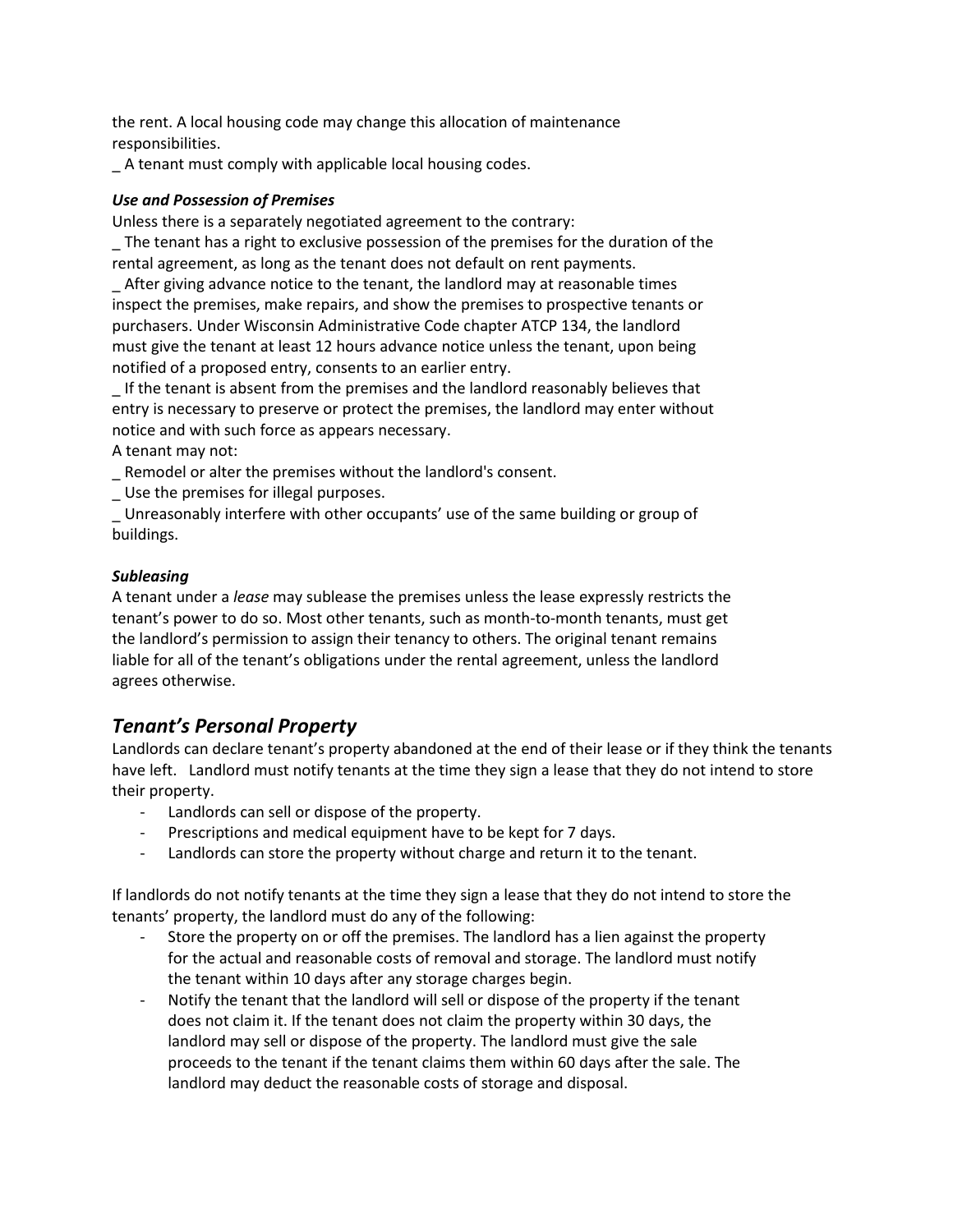the rent. A local housing code may change this allocation of maintenance responsibilities.

_ A tenant must comply with applicable local housing codes.

***Use and Possession of Premises***

Unless there is a separately negotiated agreement to the contrary:

_ The tenant has a right to exclusive possession of the premises for the duration of the rental agreement, as long as the tenant does not default on rent payments.

_ After giving advance notice to the tenant, the landlord may at reasonable times inspect the premises, make repairs, and show the premises to prospective tenants or purchasers. Under Wisconsin Administrative Code chapter ATCP 134, the landlord must give the tenant at least 12 hours advance notice unless the tenant, upon being notified of a proposed entry, consents to an earlier entry.

_ If the tenant is absent from the premises and the landlord reasonably believes that entry is necessary to preserve or protect the premises, the landlord may enter without notice and with such force as appears necessary.

A tenant may not:

_ Remodel or alter the premises without the landlord's consent.

_ Use the premises for illegal purposes.

_ Unreasonably interfere with other occupants' use of the same building or group of buildings.

***Subleasing***

A tenant under a *lease* may sublease the premises unless the lease expressly restricts the tenant's power to do so. Most other tenants, such as month-to-month tenants, must get the landlord's permission to assign their tenancy to others. The original tenant remains liable for all of the tenant's obligations under the rental agreement, unless the landlord agrees otherwise.

## *Tenant's Personal Property*

Landlords can declare tenant's property abandoned at the end of their lease or if they think the tenants have left. Landlord must notify tenants at the time they sign a lease that they do not intend to store their property.

- Landlords can sell or dispose of the property.
- Prescriptions and medical equipment have to be kept for 7 days.
- Landlords can store the property without charge and return it to the tenant.

If landlords do not notify tenants at the time they sign a lease that they do not intend to store the tenants' property, the landlord must do any of the following:

- Store the property on or off the premises. The landlord has a lien against the property for the actual and reasonable costs of removal and storage. The landlord must notify the tenant within 10 days after any storage charges begin.
- Notify the tenant that the landlord will sell or dispose of the property if the tenant does not claim it. If the tenant does not claim the property within 30 days, the landlord may sell or dispose of the property. The landlord must give the sale proceeds to the tenant if the tenant claims them within 60 days after the sale. The landlord may deduct the reasonable costs of storage and disposal.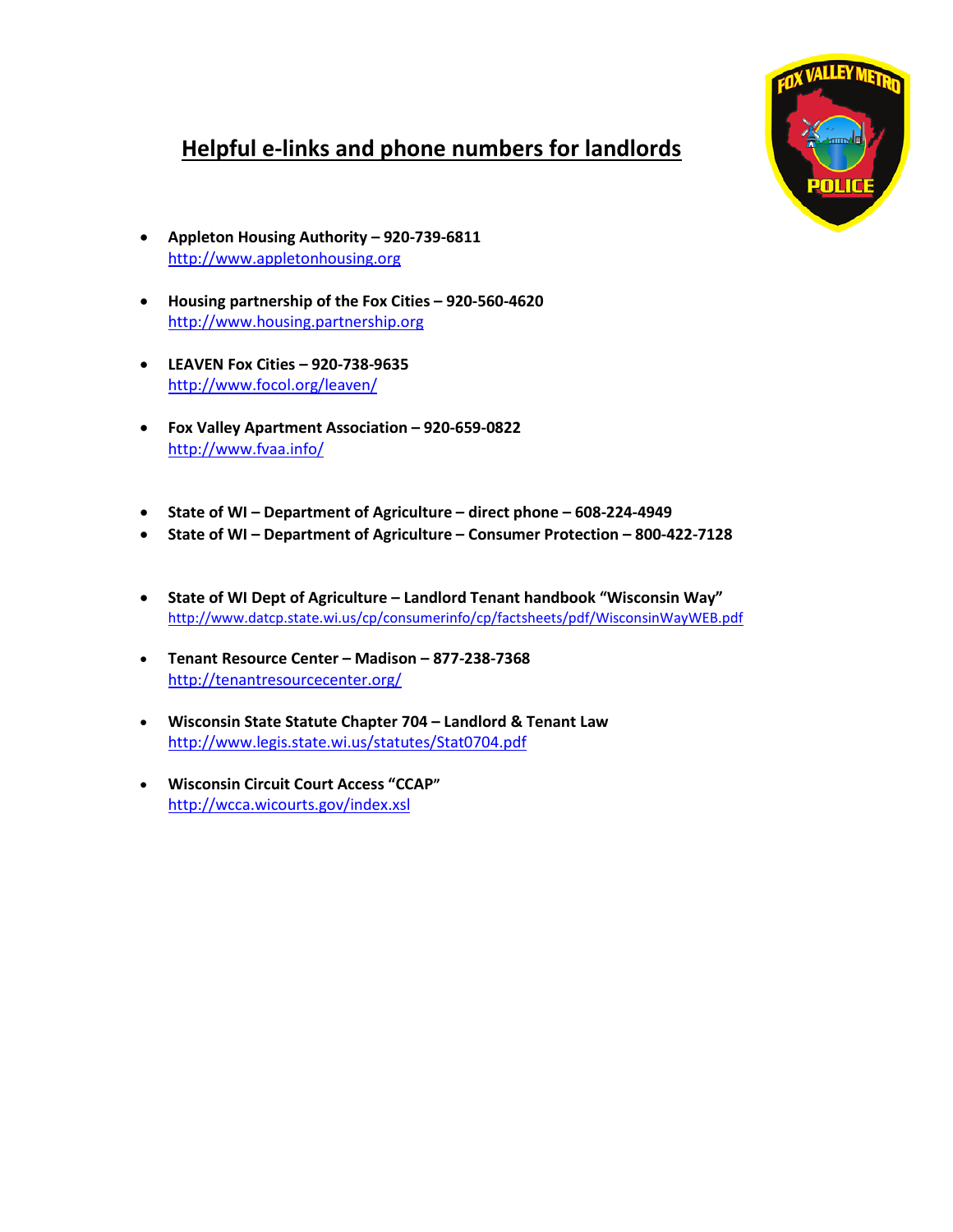# Helpful e-links and phone numbers for landlords

- **Appleton Housing Authority – 920-739-6811**
  http://www.appletonhousing.org

- **Housing partnership of the Fox Cities – 920-560-4620**
  http://www.housing.partnership.org

- **LEAVEN Fox Cities – 920-738-9635**
  http://www.focol.org/leaven/

- **Fox Valley Apartment Association – 920-659-0822**
  http://www.fvaa.info/

- **State of WI – Department of Agriculture – direct phone – 608-224-4949**
- **State of WI – Department of Agriculture – Consumer Protection – 800-422-7128**

- **State of WI Dept of Agriculture – Landlord Tenant handbook "Wisconsin Way"**
  http://www.datcp.state.wi.us/cp/consumerinfo/cp/factsheets/pdf/WisconsinWayWEB.pdf

- **Tenant Resource Center – Madison – 877-238-7368**
  http://tenantresourcecenter.org/

- **Wisconsin State Statute Chapter 704 – Landlord & Tenant Law**
  http://www.legis.state.wi.us/statutes/Stat0704.pdf

- **Wisconsin Circuit Court Access "CCAP"**
  http://wcca.wicourts.gov/index.xsl